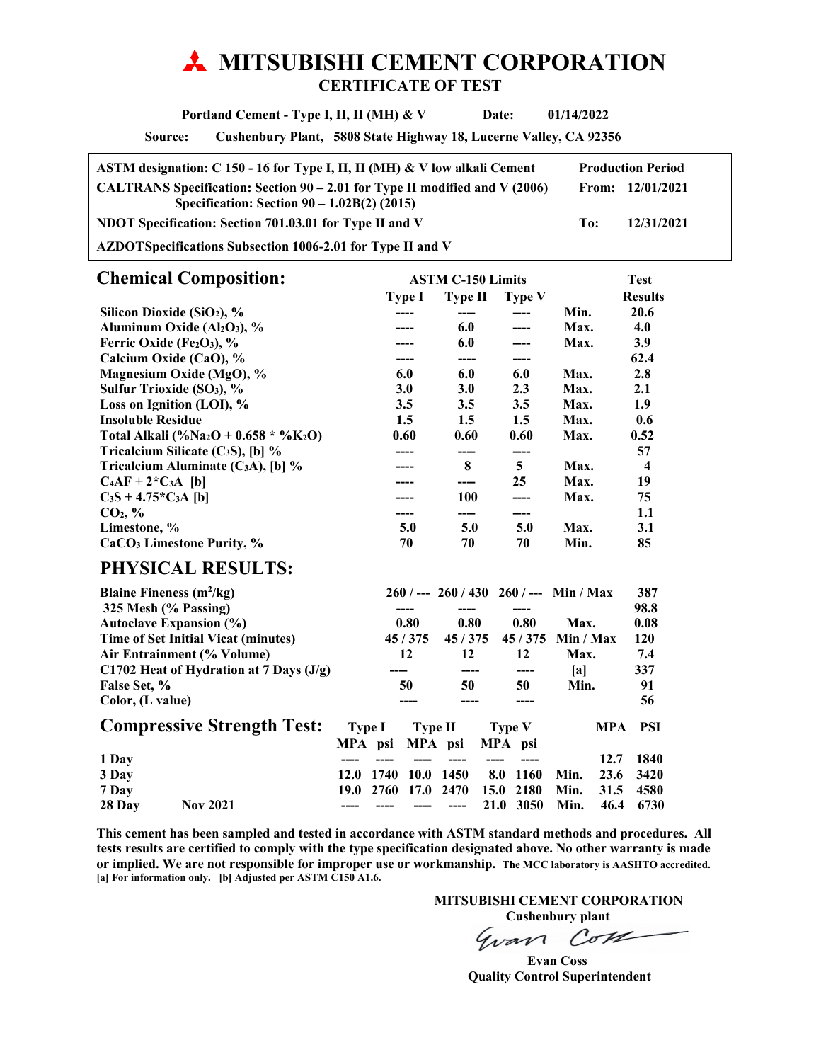# MITSUBISHI CEMENT CORPORATION

## CERTIFICATE OF TEST

**Portland Cement - Type I, II, II (MH) & V** **Date: 01/14/2022**

**Source: Cushenbury Plant, 5808 State Highway 18, Lucerne Valley, CA 92356**

| | Production Period | |
|---|---|---|
| ASTM designation: C 150 - 16 for Type I, II, II (MH) & V low alkali Cement | | |
| CALTRANS Specification: Section 90 – 2.01 for Type II modified and V (2006) Specification: Section 90 – 1.02B(2) (2015) | From: | 12/01/2021 |
| NDOT Specification: Section 701.03.01 for Type II and V | To: | 12/31/2021 |
| AZDOTSpecifications Subsection 1006-2.01 for Type II and V | | |

## Chemical Composition:

| | ASTM C-150 Limits | | | | Test |
|---|---|---|---|---|---|
| | Type I | Type II | Type V | | Results |
| Silicon Dioxide ($SiO_2$), % | ---- | ---- | ---- | Min. | 20.6 |
| Aluminum Oxide ($Al_2O_3$), % | ---- | 6.0 | ---- | Max. | 4.0 |
| Ferric Oxide ($Fe_2O_3$), % | ---- | 6.0 | ---- | Max. | 3.9 |
| Calcium Oxide (CaO), % | ---- | ---- | ---- | | 62.4 |
| Magnesium Oxide (MgO), % | 6.0 | 6.0 | 6.0 | Max. | 2.8 |
| Sulfur Trioxide ($SO_3$), % | 3.0 | 3.0 | 2.3 | Max. | 2.1 |
| Loss on Ignition (LOI), % | 3.5 | 3.5 | 3.5 | Max. | 1.9 |
| Insoluble Residue | 1.5 | 1.5 | 1.5 | Max. | 0.6 |
| Total Alkali (%$Na_2O$ + 0.658 * %$K_2O$) | 0.60 | 0.60 | 0.60 | Max. | 0.52 |
| Tricalcium Silicate ($C_3S$), [b] % | ---- | ---- | ---- | | 57 |
| Tricalcium Aluminate ($C_3A$), [b] % | ---- | 8 | 5 | Max. | 4 |
| $C_4AF + 2{*}C_3A$ [b] | ---- | ---- | 25 | Max. | 19 |
| $C_3S + 4.75{*}C_3A$ [b] | ---- | 100 | ---- | Max. | 75 |
| $CO_2$, % | ---- | ---- | ---- | | 1.1 |
| Limestone, % | 5.0 | 5.0 | 5.0 | Max. | 3.1 |
| $CaCO_3$ Limestone Purity, % | 70 | 70 | 70 | Min. | 85 |

## PHYSICAL RESULTS:

| | Type I | Type II | Type V | | Results |
|---|---|---|---|---|---|
| Blaine Fineness ($m^2$/kg) | 260 / --- | 260 / 430 | 260 / --- | Min / Max | 387 |
| 325 Mesh (% Passing) | ---- | ---- | ---- | | 98.8 |
| Autoclave Expansion (%) | 0.80 | 0.80 | 0.80 | Max. | 0.08 |
| Time of Set Initial Vicat (minutes) | 45 / 375 | 45 / 375 | 45 / 375 | Min / Max | 120 |
| Air Entrainment (% Volume) | 12 | 12 | 12 | Max. | 7.4 |
| C1702 Heat of Hydration at 7 Days (J/g) | ---- | ---- | ---- | [a] | 337 |
| False Set, % | 50 | 50 | 50 | Min. | 91 |
| Color, (L value) | ---- | ---- | ---- | | 56 |

## Compressive Strength Test:

| | | Type I | | Type II | | Type V | | | MPA | PSI |
|---|---|---|---|---|---|---|---|---|---|---|
| | | MPA | psi | MPA | psi | MPA | psi | | | |
| 1 Day | | ---- | ---- | ---- | ---- | ---- | ---- | | 12.7 | 1840 |
| 3 Day | | 12.0 | 1740 | 10.0 | 1450 | 8.0 | 1160 | Min. | 23.6 | 3420 |
| 7 Day | | 19.0 | 2760 | 17.0 | 2470 | 15.0 | 2180 | Min. | 31.5 | 4580 |
| 28 Day | Nov 2021 | ---- | ---- | ---- | ---- | 21.0 | 3050 | Min. | 46.4 | 6730 |

**This cement has been sampled and tested in accordance with ASTM standard methods and procedures. All tests results are certified to comply with the type specification designated above. No other warranty is made or implied. We are not responsible for improper use or workmanship.** **The MCC laboratory is AASHTO accredited.**
**[a] For information only. [b] Adjusted per ASTM C150 A1.6.**

**MITSUBISHI CEMENT CORPORATION**
**Cushenbury plant**

Evan Coss

**Evan Coss**
**Quality Control Superintendent**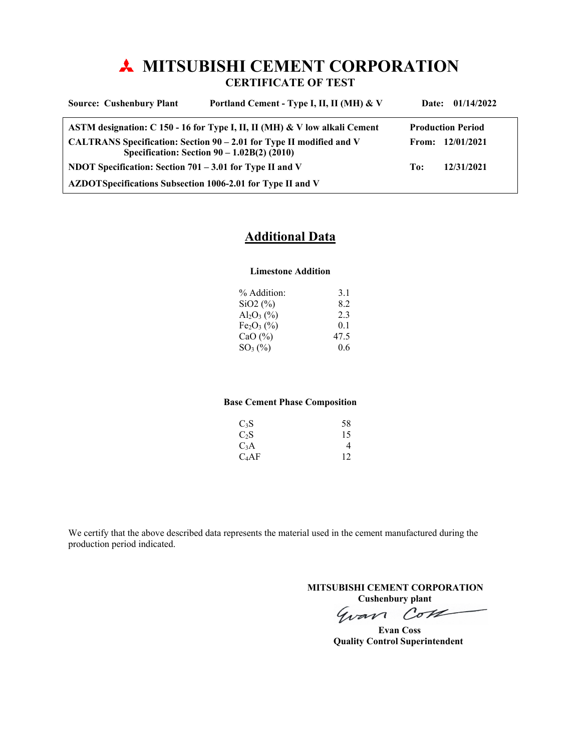# MITSUBISHI CEMENT CORPORATION

## CERTIFICATE OF TEST

**Source: Cushenbury Plant** **Portland Cement - Type I, II, II (MH) & V** **Date: 01/14/2022**

| | |
|---|---|
| **ASTM designation: C 150 - 16 for Type I, II, II (MH) & V low alkali Cement** | **Production Period** |
| **CALTRANS Specification: Section 90 – 2.01 for Type II modified and V Specification: Section 90 – 1.02B(2) (2010)** | **From: 12/01/2021** |
| **NDOT Specification: Section 701 – 3.01 for Type II and V** | **To: 12/31/2021** |
| **AZDOTSpecifications Subsection 1006-2.01 for Type II and V** | |

## Additional Data

**Limestone Addition**

| | |
|---|---|
| % Addition: | 3.1 |
| SiO2 (%) | 8.2 |
| $Al_2O_3$ (%) | 2.3 |
| $Fe_2O_3$ (%) | 0.1 |
| CaO (%) | 47.5 |
| $SO_3$ (%) | 0.6 |

**Base Cement Phase Composition**

| | |
|---|---|
| $C_3S$ | 58 |
| $C_2S$ | 15 |
| $C_3A$ | 4 |
| $C_4AF$ | 12 |

We certify that the above described data represents the material used in the cement manufactured during the production period indicated.

**MITSUBISHI CEMENT CORPORATION**
**Cushenbury plant**

Evan Coss

**Evan Coss**
**Quality Control Superintendent**